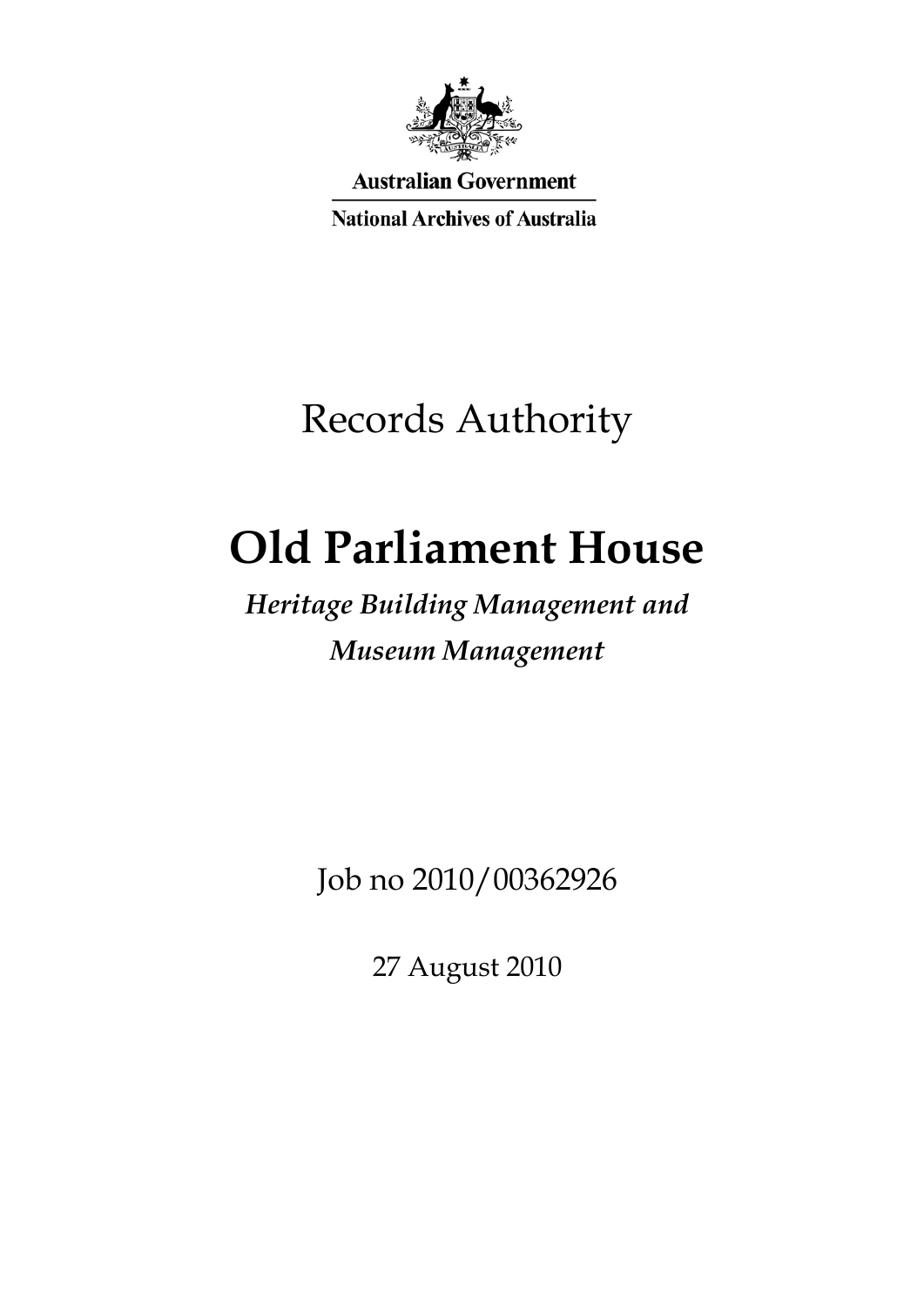Australian Government

National Archives of Australia

# Records Authority

# Old Parliament House

## *Heritage Building Management and Museum Management*

Job no 2010/00362926

27 August 2010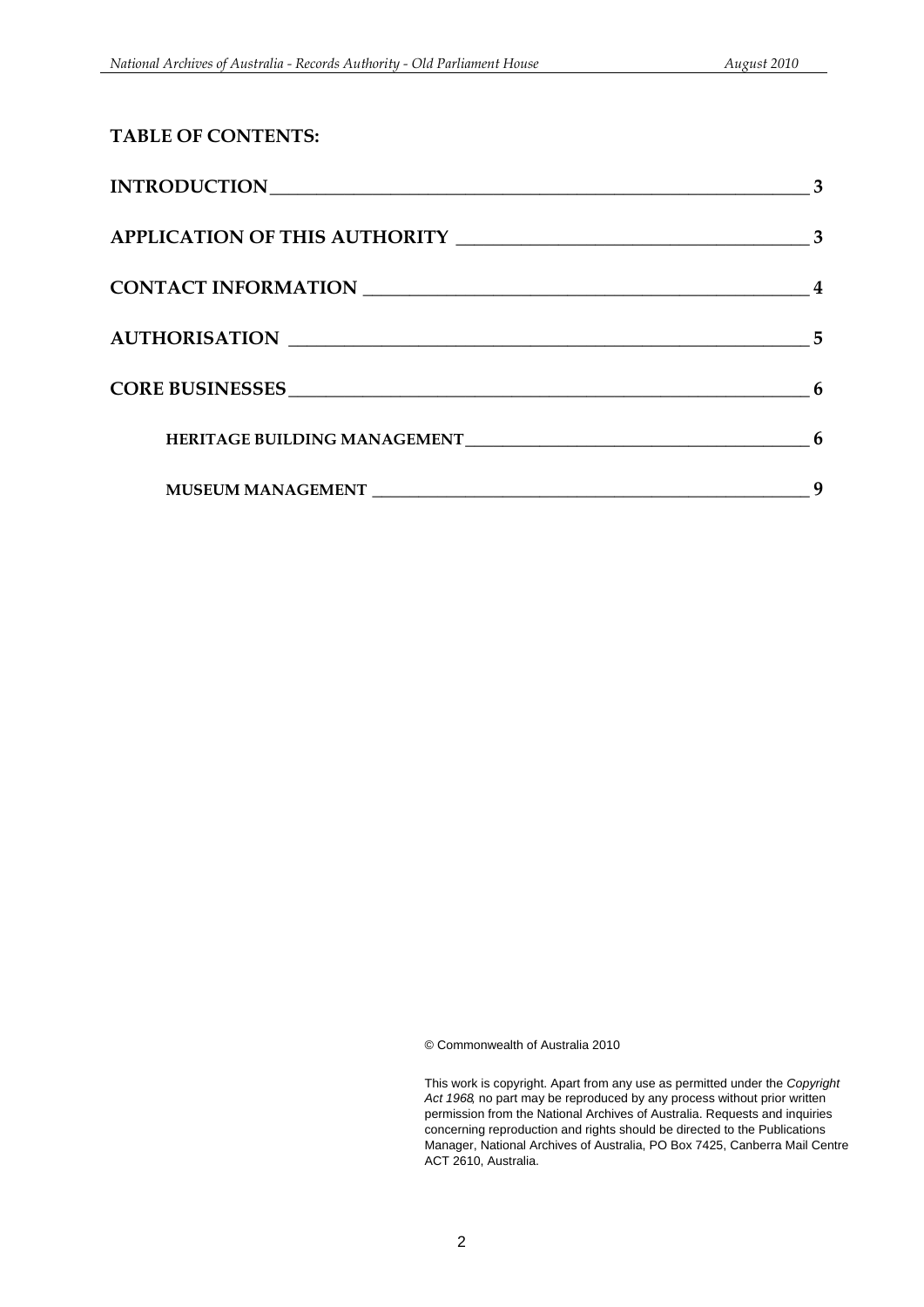## TABLE OF CONTENTS:

**INTRODUCTION** 3

**APPLICATION OF THIS AUTHORITY** 3

**CONTACT INFORMATION** 4

**AUTHORISATION** 5

**CORE BUSINESSES** 6

- **HERITAGE BUILDING MANAGEMENT** 6
- **MUSEUM MANAGEMENT** 9

© Commonwealth of Australia 2010

This work is copyright. Apart from any use as permitted under the *Copyright Act 1968*, no part may be reproduced by any process without prior written permission from the National Archives of Australia. Requests and inquiries concerning reproduction and rights should be directed to the Publications Manager, National Archives of Australia, PO Box 7425, Canberra Mail Centre ACT 2610, Australia.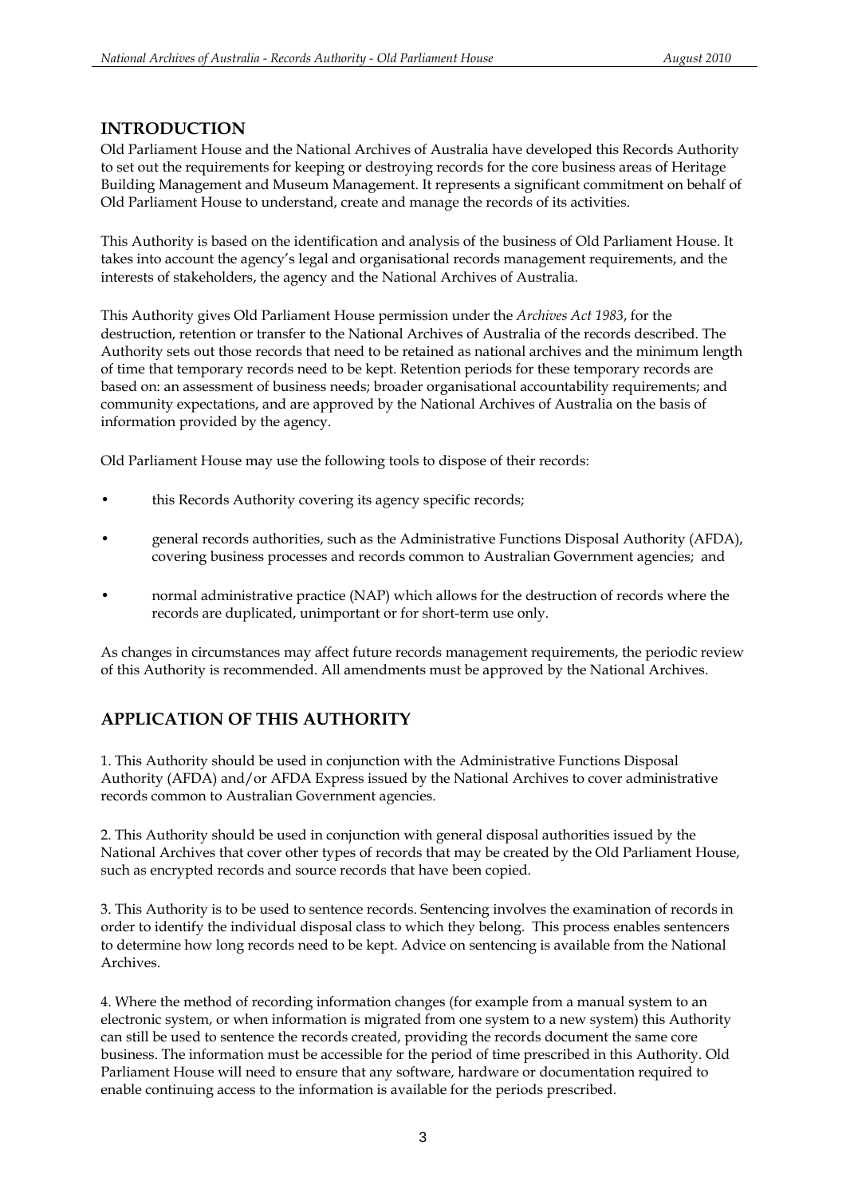## INTRODUCTION

Old Parliament House and the National Archives of Australia have developed this Records Authority to set out the requirements for keeping or destroying records for the core business areas of Heritage Building Management and Museum Management. It represents a significant commitment on behalf of Old Parliament House to understand, create and manage the records of its activities.

This Authority is based on the identification and analysis of the business of Old Parliament House. It takes into account the agency's legal and organisational records management requirements, and the interests of stakeholders, the agency and the National Archives of Australia.

This Authority gives Old Parliament House permission under the *Archives Act 1983*, for the destruction, retention or transfer to the National Archives of Australia of the records described. The Authority sets out those records that need to be retained as national archives and the minimum length of time that temporary records need to be kept. Retention periods for these temporary records are based on: an assessment of business needs; broader organisational accountability requirements; and community expectations, and are approved by the National Archives of Australia on the basis of information provided by the agency.

Old Parliament House may use the following tools to dispose of their records:

- this Records Authority covering its agency specific records;
- general records authorities, such as the Administrative Functions Disposal Authority (AFDA), covering business processes and records common to Australian Government agencies; and
- normal administrative practice (NAP) which allows for the destruction of records where the records are duplicated, unimportant or for short-term use only.

As changes in circumstances may affect future records management requirements, the periodic review of this Authority is recommended. All amendments must be approved by the National Archives.

## APPLICATION OF THIS AUTHORITY

1. This Authority should be used in conjunction with the Administrative Functions Disposal Authority (AFDA) and/or AFDA Express issued by the National Archives to cover administrative records common to Australian Government agencies.

2. This Authority should be used in conjunction with general disposal authorities issued by the National Archives that cover other types of records that may be created by the Old Parliament House, such as encrypted records and source records that have been copied.

3. This Authority is to be used to sentence records. Sentencing involves the examination of records in order to identify the individual disposal class to which they belong. This process enables sentencers to determine how long records need to be kept. Advice on sentencing is available from the National Archives.

4. Where the method of recording information changes (for example from a manual system to an electronic system, or when information is migrated from one system to a new system) this Authority can still be used to sentence the records created, providing the records document the same core business. The information must be accessible for the period of time prescribed in this Authority. Old Parliament House will need to ensure that any software, hardware or documentation required to enable continuing access to the information is available for the periods prescribed.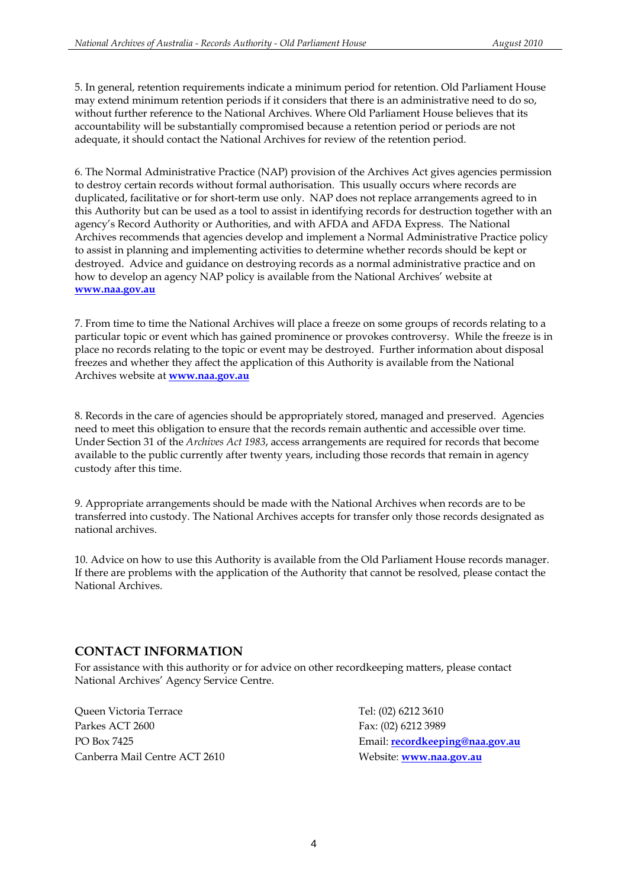5. In general, retention requirements indicate a minimum period for retention. Old Parliament House may extend minimum retention periods if it considers that there is an administrative need to do so, without further reference to the National Archives. Where Old Parliament House believes that its accountability will be substantially compromised because a retention period or periods are not adequate, it should contact the National Archives for review of the retention period.

6. The Normal Administrative Practice (NAP) provision of the Archives Act gives agencies permission to destroy certain records without formal authorisation. This usually occurs where records are duplicated, facilitative or for short-term use only. NAP does not replace arrangements agreed to in this Authority but can be used as a tool to assist in identifying records for destruction together with an agency's Record Authority or Authorities, and with AFDA and AFDA Express. The National Archives recommends that agencies develop and implement a Normal Administrative Practice policy to assist in planning and implementing activities to determine whether records should be kept or destroyed. Advice and guidance on destroying records as a normal administrative practice and on how to develop an agency NAP policy is available from the National Archives' website at **www.naa.gov.au**

7. From time to time the National Archives will place a freeze on some groups of records relating to a particular topic or event which has gained prominence or provokes controversy. While the freeze is in place no records relating to the topic or event may be destroyed. Further information about disposal freezes and whether they affect the application of this Authority is available from the National Archives website at **www.naa.gov.au**

8. Records in the care of agencies should be appropriately stored, managed and preserved. Agencies need to meet this obligation to ensure that the records remain authentic and accessible over time. Under Section 31 of the *Archives Act 1983*, access arrangements are required for records that become available to the public currently after twenty years, including those records that remain in agency custody after this time.

9. Appropriate arrangements should be made with the National Archives when records are to be transferred into custody. The National Archives accepts for transfer only those records designated as national archives.

10. Advice on how to use this Authority is available from the Old Parliament House records manager. If there are problems with the application of the Authority that cannot be resolved, please contact the National Archives.

## CONTACT INFORMATION

For assistance with this authority or for advice on other recordkeeping matters, please contact National Archives' Agency Service Centre.

Queen Victoria Terrace
Parkes ACT 2600
PO Box 7425
Canberra Mail Centre ACT 2610

Tel: (02) 6212 3610
Fax: (02) 6212 3989
Email: **recordkeeping@naa.gov.au**
Website: **www.naa.gov.au**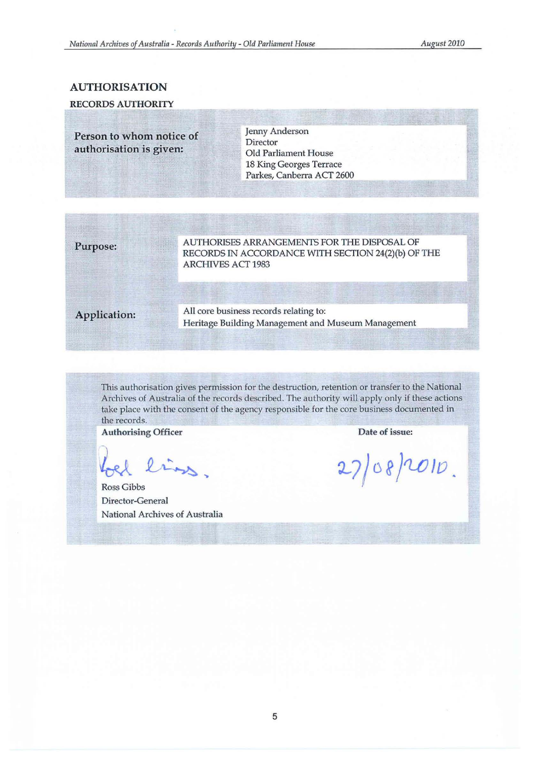## AUTHORISATION

### RECORDS AUTHORITY

| | |
|---|---|
| **Person to whom notice of authorisation is given:** | Jenny Anderson<br>Director<br>Old Parliament House<br>18 King Georges Terrace<br>Parkes, Canberra ACT 2600 |

| | |
|---|---|
| **Purpose:** | AUTHORISES ARRANGEMENTS FOR THE DISPOSAL OF RECORDS IN ACCORDANCE WITH SECTION 24(2)(b) OF THE ARCHIVES ACT 1983 |
| **Application:** | All core business records relating to:<br>Heritage Building Management and Museum Management |

This authorisation gives permission for the destruction, retention or transfer to the National Archives of Australia of the records described. The authority will apply only if these actions take place with the consent of the agency responsible for the core business documented in the records.

| **Authorising Officer** | **Date of issue:** |
|---|---|
| Ross Gibbs<br>Director-General<br>National Archives of Australia | 27/08/2010. |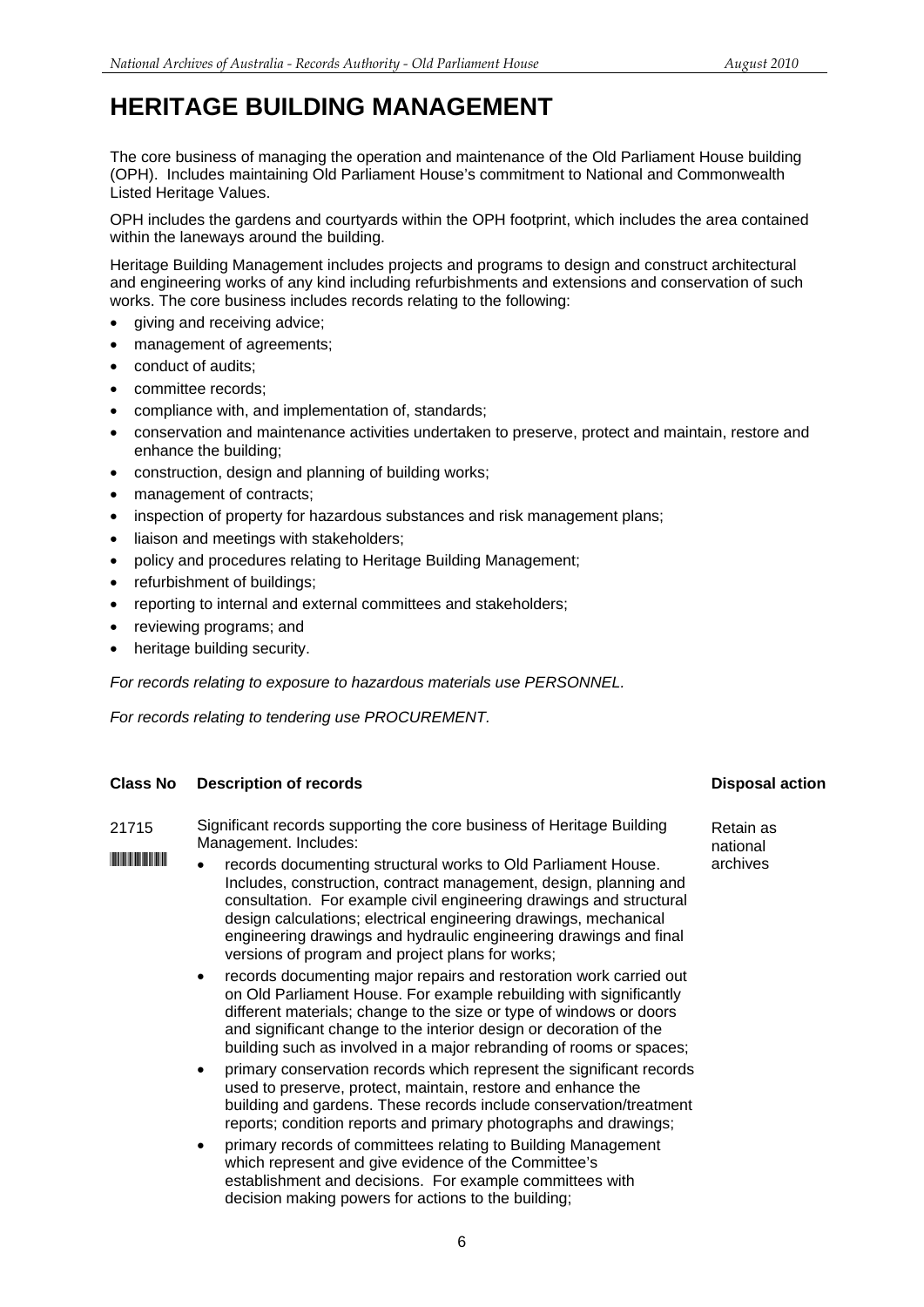# HERITAGE BUILDING MANAGEMENT

The core business of managing the operation and maintenance of the Old Parliament House building (OPH). Includes maintaining Old Parliament House's commitment to National and Commonwealth Listed Heritage Values.

OPH includes the gardens and courtyards within the OPH footprint, which includes the area contained within the laneways around the building.

Heritage Building Management includes projects and programs to design and construct architectural and engineering works of any kind including refurbishments and extensions and conservation of such works. The core business includes records relating to the following:

- giving and receiving advice;
- management of agreements;
- conduct of audits;
- committee records;
- compliance with, and implementation of, standards;
- conservation and maintenance activities undertaken to preserve, protect and maintain, restore and enhance the building;
- construction, design and planning of building works;
- management of contracts;
- inspection of property for hazardous substances and risk management plans;
- liaison and meetings with stakeholders;
- policy and procedures relating to Heritage Building Management;
- refurbishment of buildings;
- reporting to internal and external committees and stakeholders;
- reviewing programs; and
- heritage building security.

*For records relating to exposure to hazardous materials use PERSONNEL.*

*For records relating to tendering use PROCUREMENT.*

| Class No | Description of records | Disposal action |
|---|---|---|
| 21715 | Significant records supporting the core business of Heritage Building Management. Includes:<br>• records documenting structural works to Old Parliament House. Includes, construction, contract management, design, planning and consultation. For example civil engineering drawings and structural design calculations; electrical engineering drawings, mechanical engineering drawings and hydraulic engineering drawings and final versions of program and project plans for works;<br>• records documenting major repairs and restoration work carried out on Old Parliament House. For example rebuilding with significantly different materials; change to the size or type of windows or doors and significant change to the interior design or decoration of the building such as involved in a major rebranding of rooms or spaces;<br>• primary conservation records which represent the significant records used to preserve, protect, maintain, restore and enhance the building and gardens. These records include conservation/treatment reports; condition reports and primary photographs and drawings;<br>• primary records of committees relating to Building Management which represent and give evidence of the Committee's establishment and decisions. For example committees with decision making powers for actions to the building; | Retain as national archives |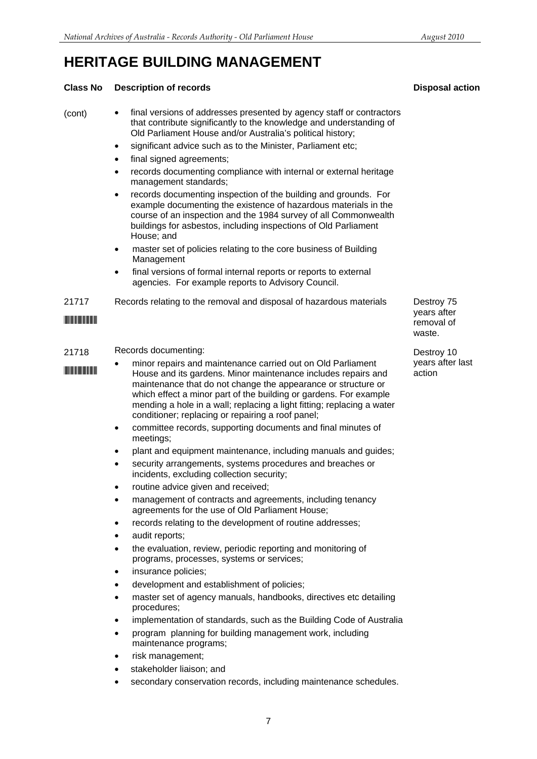# HERITAGE BUILDING MANAGEMENT

| Class No | Description of records | Disposal action |
|---|---|---|
| (cont) | • final versions of addresses presented by agency staff or contractors that contribute significantly to the knowledge and understanding of Old Parliament House and/or Australia's political history;<br>• significant advice such as to the Minister, Parliament etc;<br>• final signed agreements;<br>• records documenting compliance with internal or external heritage management standards;<br>• records documenting inspection of the building and grounds. For example documenting the existence of hazardous materials in the course of an inspection and the 1984 survey of all Commonwealth buildings for asbestos, including inspections of Old Parliament House; and<br>• master set of policies relating to the core business of Building Management<br>• final versions of formal internal reports or reports to external agencies. For example reports to Advisory Council. | |
| 21717 | Records relating to the removal and disposal of hazardous materials | Destroy 75 years after removal of waste. |
| 21718 | Records documenting:<br>• minor repairs and maintenance carried out on Old Parliament House and its gardens. Minor maintenance includes repairs and maintenance that do not change the appearance or structure or which effect a minor part of the building or gardens. For example mending a hole in a wall; replacing a light fitting; replacing a water conditioner; replacing or repairing a roof panel;<br>• committee records, supporting documents and final minutes of meetings;<br>• plant and equipment maintenance, including manuals and guides;<br>• security arrangements, systems procedures and breaches or incidents, excluding collection security;<br>• routine advice given and received;<br>• management of contracts and agreements, including tenancy agreements for the use of Old Parliament House;<br>• records relating to the development of routine addresses;<br>• audit reports;<br>• the evaluation, review, periodic reporting and monitoring of programs, processes, systems or services;<br>• insurance policies;<br>• development and establishment of policies;<br>• master set of agency manuals, handbooks, directives etc detailing procedures;<br>• implementation of standards, such as the Building Code of Australia<br>• program planning for building management work, including maintenance programs;<br>• risk management;<br>• stakeholder liaison; and<br>• secondary conservation records, including maintenance schedules. | Destroy 10 years after last action |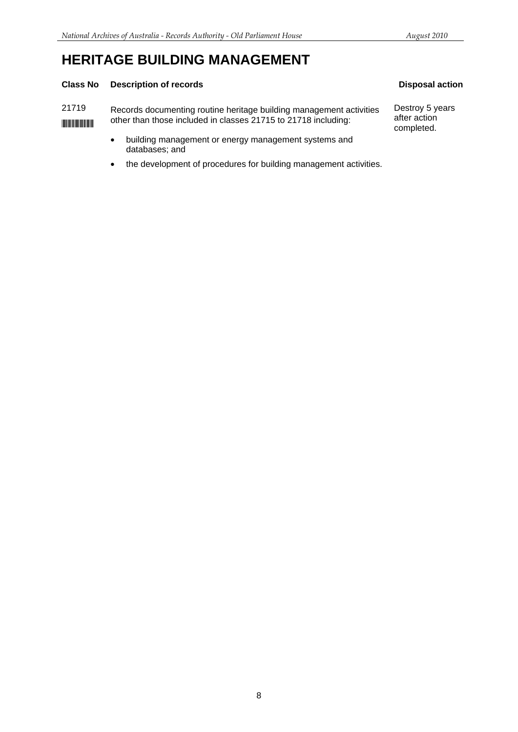# HERITAGE BUILDING MANAGEMENT

| Class No | Description of records | Disposal action |
| --- | --- | --- |
| 21719 | Records documenting routine heritage building management activities other than those included in classes 21715 to 21718 including:<br>• building management or energy management systems and databases; and<br>• the development of procedures for building management activities. | Destroy 5 years after action completed. |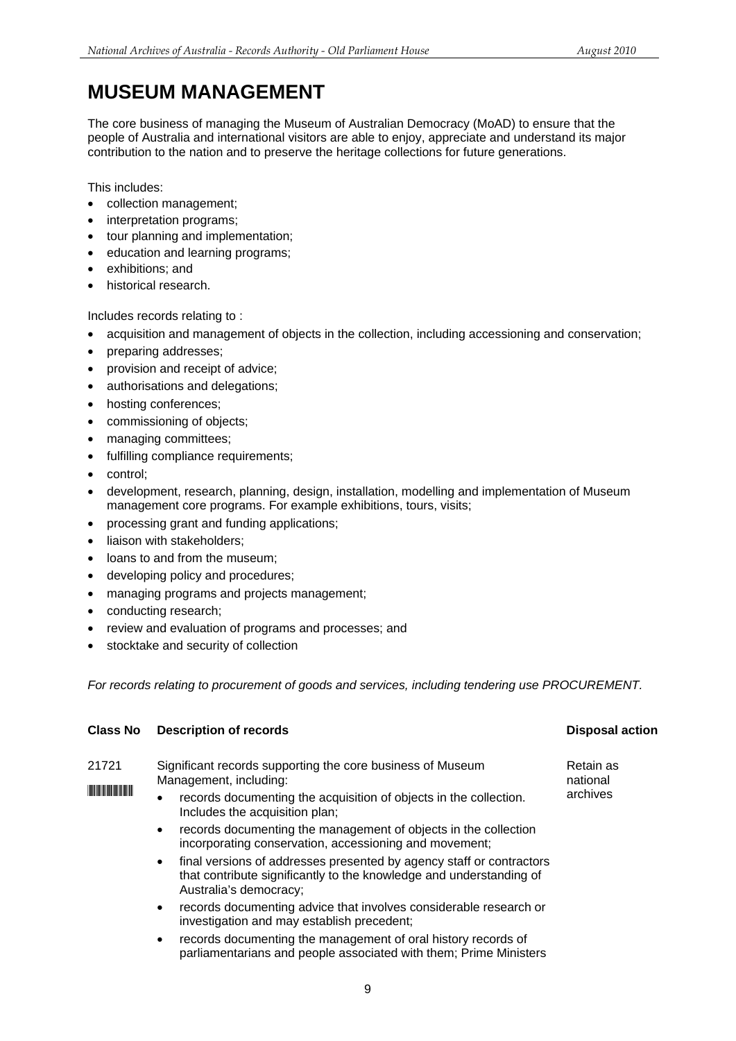# MUSEUM MANAGEMENT

The core business of managing the Museum of Australian Democracy (MoAD) to ensure that the people of Australia and international visitors are able to enjoy, appreciate and understand its major contribution to the nation and to preserve the heritage collections for future generations.

This includes:

- collection management;
- interpretation programs;
- tour planning and implementation;
- education and learning programs;
- exhibitions; and
- historical research.

Includes records relating to :

- acquisition and management of objects in the collection, including accessioning and conservation;
- preparing addresses;
- provision and receipt of advice;
- authorisations and delegations;
- hosting conferences;
- commissioning of objects;
- managing committees;
- fulfilling compliance requirements;
- control;
- development, research, planning, design, installation, modelling and implementation of Museum management core programs. For example exhibitions, tours, visits;
- processing grant and funding applications;
- liaison with stakeholders;
- loans to and from the museum;
- developing policy and procedures;
- managing programs and projects management;
- conducting research;
- review and evaluation of programs and processes; and
- stocktake and security of collection

*For records relating to procurement of goods and services, including tendering use PROCUREMENT.*

| Class No | Description of records | Disposal action |
|---|---|---|
| 21721 | Significant records supporting the core business of Museum Management, including:<br>• records documenting the acquisition of objects in the collection. Includes the acquisition plan;<br>• records documenting the management of objects in the collection incorporating conservation, accessioning and movement;<br>• final versions of addresses presented by agency staff or contractors that contribute significantly to the knowledge and understanding of Australia's democracy;<br>• records documenting advice that involves considerable research or investigation and may establish precedent;<br>• records documenting the management of oral history records of parliamentarians and people associated with them; Prime Ministers | Retain as national archives |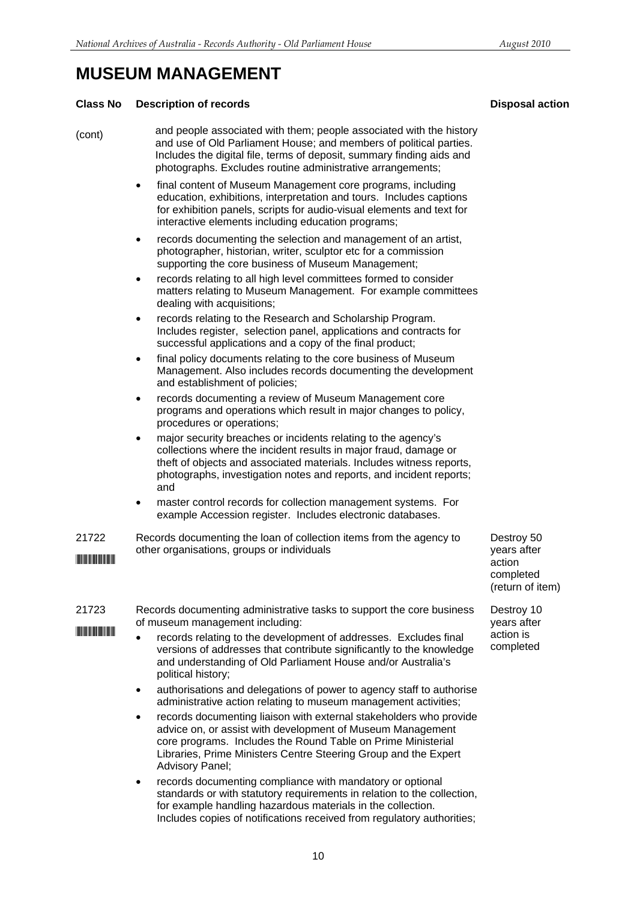# MUSEUM MANAGEMENT

| Class No | Description of records | Disposal action |
|---|---|---|
| (cont) | and people associated with them; people associated with the history and use of Old Parliament House; and members of political parties. Includes the digital file, terms of deposit, summary finding aids and photographs. Excludes routine administrative arrangements;<br>• final content of Museum Management core programs, including education, exhibitions, interpretation and tours. Includes captions for exhibition panels, scripts for audio-visual elements and text for interactive elements including education programs;<br>• records documenting the selection and management of an artist, photographer, historian, writer, sculptor etc for a commission supporting the core business of Museum Management;<br>• records relating to all high level committees formed to consider matters relating to Museum Management. For example committees dealing with acquisitions;<br>• records relating to the Research and Scholarship Program. Includes register, selection panel, applications and contracts for successful applications and a copy of the final product;<br>• final policy documents relating to the core business of Museum Management. Also includes records documenting the development and establishment of policies;<br>• records documenting a review of Museum Management core programs and operations which result in major changes to policy, procedures or operations;<br>• major security breaches or incidents relating to the agency's collections where the incident results in major fraud, damage or theft of objects and associated materials. Includes witness reports, photographs, investigation notes and reports, and incident reports; and<br>• master control records for collection management systems. For example Accession register. Includes electronic databases. | |
| 21722 | Records documenting the loan of collection items from the agency to other organisations, groups or individuals | Destroy 50 years after action completed (return of item) |
| 21723 | Records documenting administrative tasks to support the core business of museum management including:<br>• records relating to the development of addresses. Excludes final versions of addresses that contribute significantly to the knowledge and understanding of Old Parliament House and/or Australia's political history;<br>• authorisations and delegations of power to agency staff to authorise administrative action relating to museum management activities;<br>• records documenting liaison with external stakeholders who provide advice on, or assist with development of Museum Management core programs. Includes the Round Table on Prime Ministerial Libraries, Prime Ministers Centre Steering Group and the Expert Advisory Panel;<br>• records documenting compliance with mandatory or optional standards or with statutory requirements in relation to the collection, for example handling hazardous materials in the collection. Includes copies of notifications received from regulatory authorities; | Destroy 10 years after action is completed |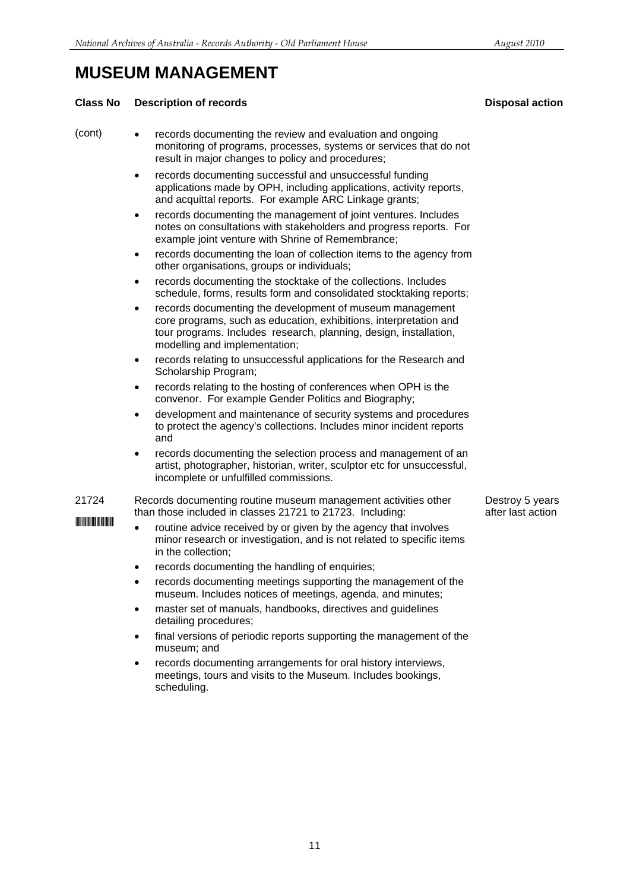# MUSEUM MANAGEMENT

| Class No | Description of records | Disposal action |
| --- | --- | --- |
| (cont) | • records documenting the review and evaluation and ongoing monitoring of programs, processes, systems or services that do not result in major changes to policy and procedures;<br>• records documenting successful and unsuccessful funding applications made by OPH, including applications, activity reports, and acquittal reports. For example ARC Linkage grants;<br>• records documenting the management of joint ventures. Includes notes on consultations with stakeholders and progress reports. For example joint venture with Shrine of Remembrance;<br>• records documenting the loan of collection items to the agency from other organisations, groups or individuals;<br>• records documenting the stocktake of the collections. Includes schedule, forms, results form and consolidated stocktaking reports;<br>• records documenting the development of museum management core programs, such as education, exhibitions, interpretation and tour programs. Includes research, planning, design, installation, modelling and implementation;<br>• records relating to unsuccessful applications for the Research and Scholarship Program;<br>• records relating to the hosting of conferences when OPH is the convenor. For example Gender Politics and Biography;<br>• development and maintenance of security systems and procedures to protect the agency's collections. Includes minor incident reports and<br>• records documenting the selection process and management of an artist, photographer, historian, writer, sculptor etc for unsuccessful, incomplete or unfulfilled commissions. | |
| 21724 | Records documenting routine museum management activities other than those included in classes 21721 to 21723. Including:<br>• routine advice received by or given by the agency that involves minor research or investigation, and is not related to specific items in the collection;<br>• records documenting the handling of enquiries;<br>• records documenting meetings supporting the management of the museum. Includes notices of meetings, agenda, and minutes;<br>• master set of manuals, handbooks, directives and guidelines detailing procedures;<br>• final versions of periodic reports supporting the management of the museum; and<br>• records documenting arrangements for oral history interviews, meetings, tours and visits to the Museum. Includes bookings, scheduling. | Destroy 5 years after last action |